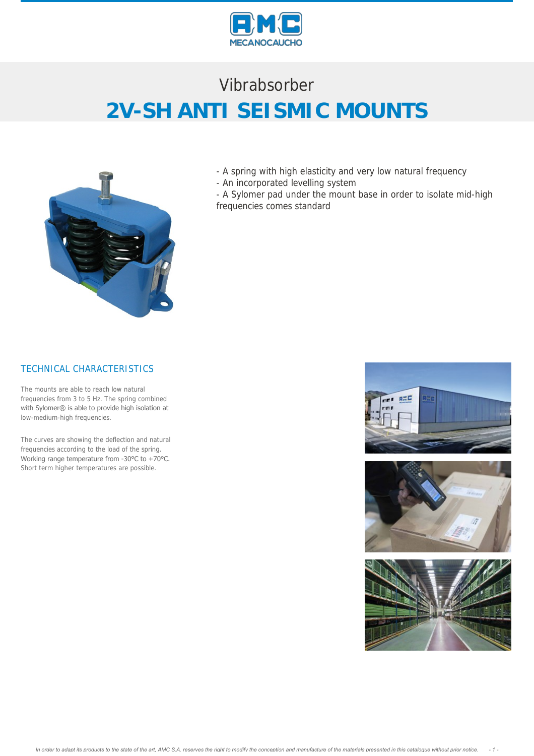# Vibrabsorber

# 2V-SH ANTI SEISMIC MOUNTS

- A spring with high elasticity and very low natural frequency
- An incorporated levelling system
- A Sylomer pad under the mount base in order to isolate mid-high frequencies comes standard

## TECHNICAL CHARACTERISTICS

The mounts are able to reach low natural frequencies from 3 to 5 Hz. The spring combined with Sylomer® is able to provide high isolation at low-medium-high frequencies.

The curves are showing the deflection and natural frequencies according to the load of the spring. Working range temperature from -30°C to +70°C. Short term higher temperatures are possible.

*In order to adapt its products to the state of the art, AMC S.A. reserves the right to modify the conception and manufacture of the materials presented in this catalogue without prior notice.*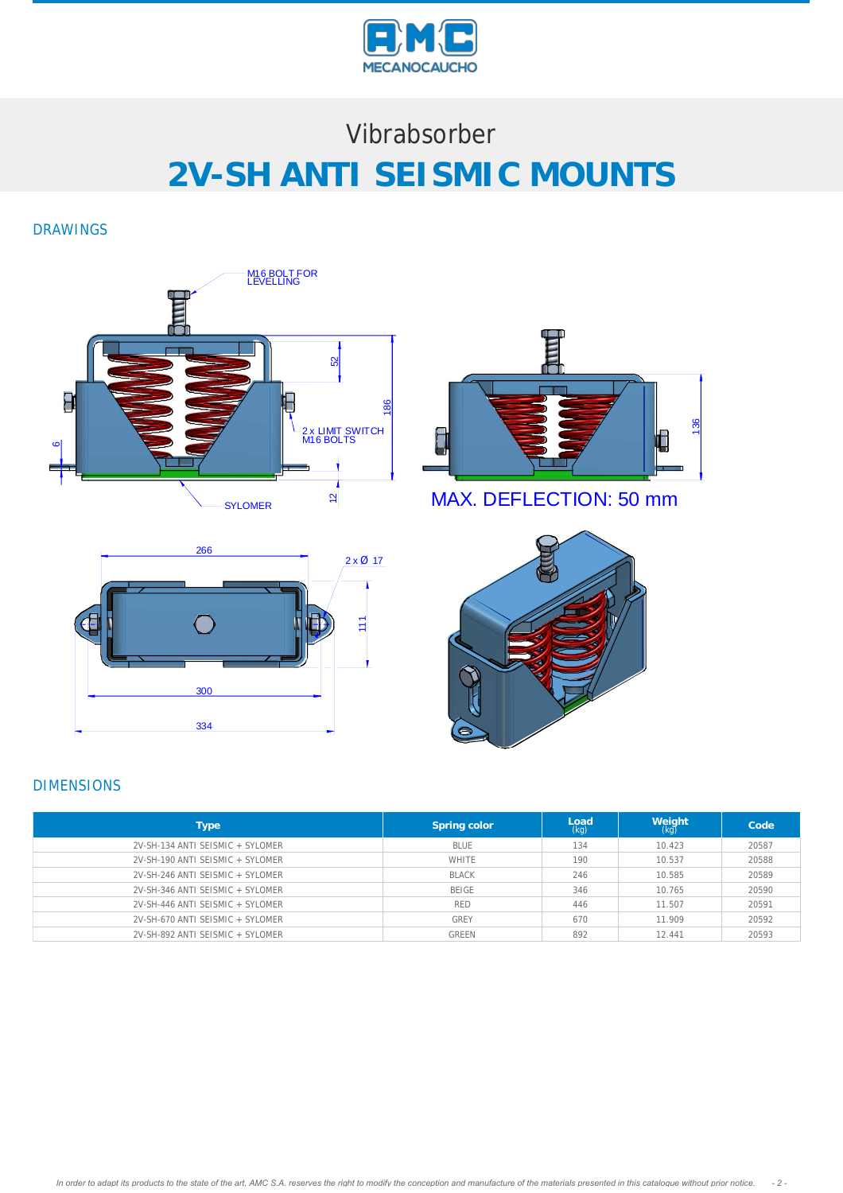Vibrabsorber

# 2V-SH ANTI SEISMIC MOUNTS

## DRAWINGS

M16 BOLT FOR LEVELLING

2 x LIMIT SWITCH M16 BOLTS

SYLOMER

MAX. DEFLECTION: 50 mm

## DIMENSIONS

| Type | Spring color | Load (kg) | Weight (kg) | Code |
|---|---|---|---|---|
| 2V-SH-134 ANTI SEISMIC + SYLOMER | BLUE | 134 | 10.423 | 20587 |
| 2V-SH-190 ANTI SEISMIC + SYLOMER | WHITE | 190 | 10.537 | 20588 |
| 2V-SH-246 ANTI SEISMIC + SYLOMER | BLACK | 246 | 10.585 | 20589 |
| 2V-SH-346 ANTI SEISMIC + SYLOMER | BEIGE | 346 | 10.765 | 20590 |
| 2V-SH-446 ANTI SEISMIC + SYLOMER | RED | 446 | 11.507 | 20591 |
| 2V-SH-670 ANTI SEISMIC + SYLOMER | GREY | 670 | 11.909 | 20592 |
| 2V-SH-892 ANTI SEISMIC + SYLOMER | GREEN | 892 | 12.441 | 20593 |

*In order to adapt its products to the state of the art, AMC S.A. reserves the right to modify the conception and manufacture of the materials presented in this catalogue without prior notice.*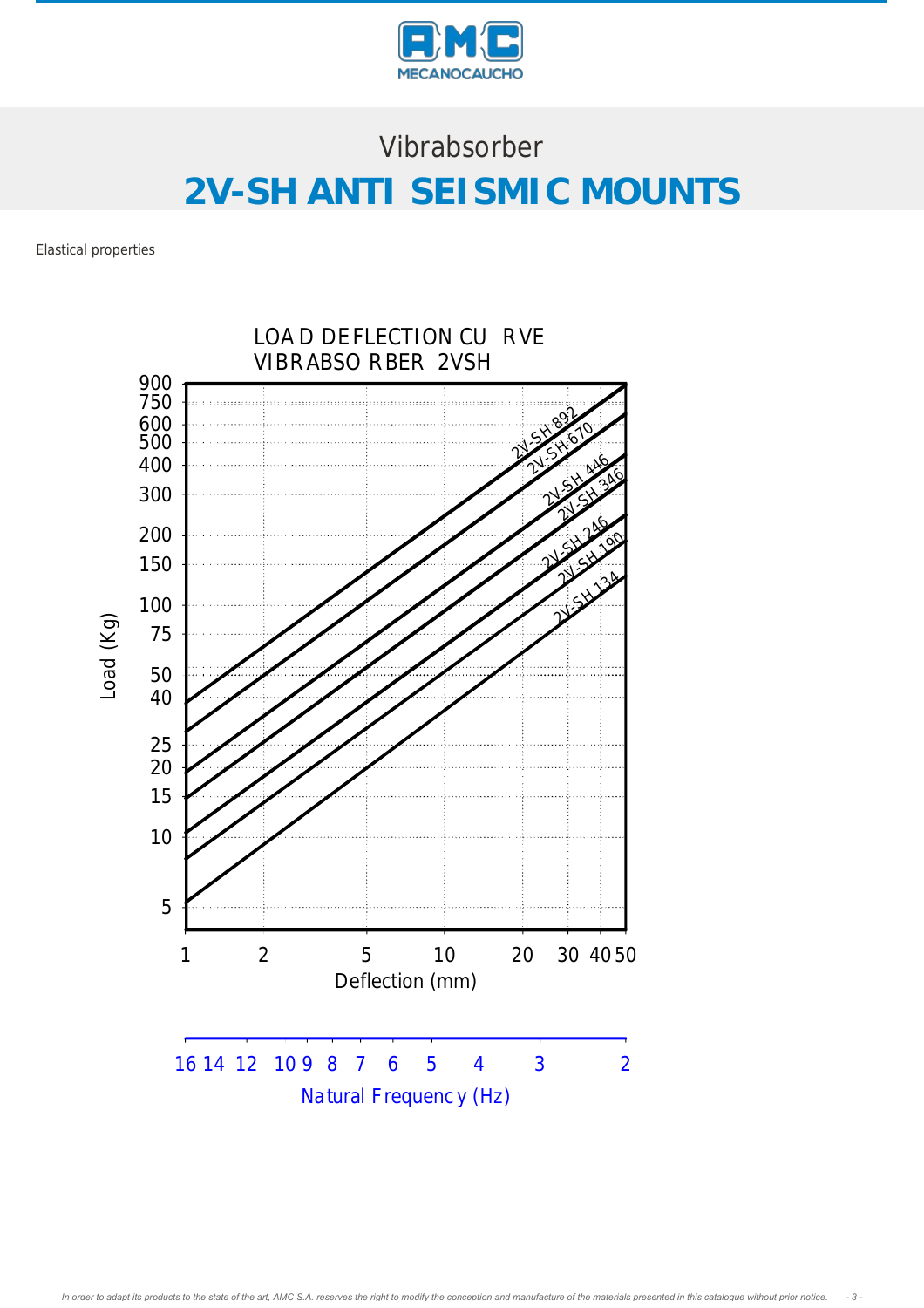# Vibrabsorber

## 2V-SH ANTI SEISMIC MOUNTS

Elastical properties

LOAD DEFLECTION CURVE
VIBRABSORBER 2VSH

Load (Kg)

900
750
600
500
400
300
200
150
100
75
50
40
25
20
15
10
5

2V-SH 892
2V-SH 670
2V-SH 446
2V-SH 346
2V-SH 246
2V-SH 190
2V-SH 134

1 2 5 10 20 30 40 50

Deflection (mm)

16 14 12 10 9 8 7 6 5 4 3 2

Natural Frequency (Hz)

*In order to adapt its products to the state of the art, AMC S.A. reserves the right to modify the conception and manufacture of the materials presented in this catalogue without prior notice.*